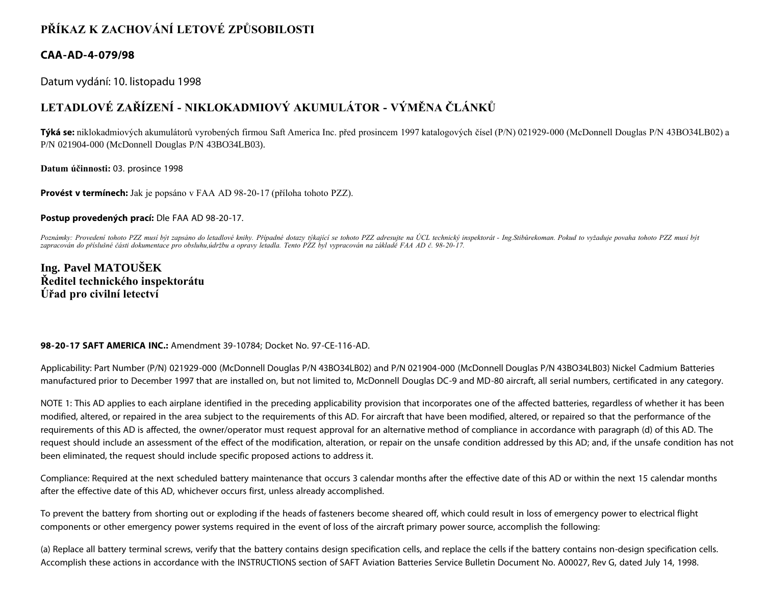# PŘÍKAZ K ZACHOVÁNÍ LETOVÉ ZPŮSOBILOSTI

## CAA-AD-4-079/98

Datum vydání: 10. listopadu 1998

## LETADLOVÉ ZAŘÍZENÍ - NIKLOKADMIOVÝ AKUMULÁTOR - VÝMĚNA ČLÁNKŮ

**Týká se:** niklokadmiových akumulátorů vyrobených firmou Saft America Inc. před prosincem 1997 katalogových čísel (P/N) 021929-000 (McDonnell Douglas P/N 43BO34LB02) a P/N 021904-000 (McDonnell Douglas P/N 43BO34LB03).

**Datum účinnosti:** 03. prosince 1998

**Provést v termínech:** Jak je popsáno v FAA AD 98-20-17 (příloha tohoto PZZ).

**Postup provedených prací:** Dle FAA AD 98-20-17.

*Poznámky: Provedení tohoto PZZ musí být zapsáno do letadlové knihy. Případné dotazy týkající se tohoto PZZ adresujte na ÚCL technický inspektorát - Ing.Stibůrekoman. Pokud to vyžaduje povaha tohoto PZZ musí být zapracován do příslušné části dokumentace pro obsluhu,údržbu a opravy letadla. Tento PZZ byl vypracován na základě FAA AD č. 98-20-17.*

**Ing. Pavel MATOUŠEK**
**Ředitel technického inspektorátu**
**Úřad pro civilní letectví**

**98-20-17 SAFT AMERICA INC.:** Amendment 39-10784; Docket No. 97-CE-116-AD.

Applicability: Part Number (P/N) 021929-000 (McDonnell Douglas P/N 43BO34LB02) and P/N 021904-000 (McDonnell Douglas P/N 43BO34LB03) Nickel Cadmium Batteries manufactured prior to December 1997 that are installed on, but not limited to, McDonnell Douglas DC-9 and MD-80 aircraft, all serial numbers, certificated in any category.

NOTE 1: This AD applies to each airplane identified in the preceding applicability provision that incorporates one of the affected batteries, regardless of whether it has been modified, altered, or repaired in the area subject to the requirements of this AD. For aircraft that have been modified, altered, or repaired so that the performance of the requirements of this AD is affected, the owner/operator must request approval for an alternative method of compliance in accordance with paragraph (d) of this AD. The request should include an assessment of the effect of the modification, alteration, or repair on the unsafe condition addressed by this AD; and, if the unsafe condition has not been eliminated, the request should include specific proposed actions to address it.

Compliance: Required at the next scheduled battery maintenance that occurs 3 calendar months after the effective date of this AD or within the next 15 calendar months after the effective date of this AD, whichever occurs first, unless already accomplished.

To prevent the battery from shorting out or exploding if the heads of fasteners become sheared off, which could result in loss of emergency power to electrical flight components or other emergency power systems required in the event of loss of the aircraft primary power source, accomplish the following:

(a) Replace all battery terminal screws, verify that the battery contains design specification cells, and replace the cells if the battery contains non-design specification cells. Accomplish these actions in accordance with the INSTRUCTIONS section of SAFT Aviation Batteries Service Bulletin Document No. A00027, Rev G, dated July 14, 1998.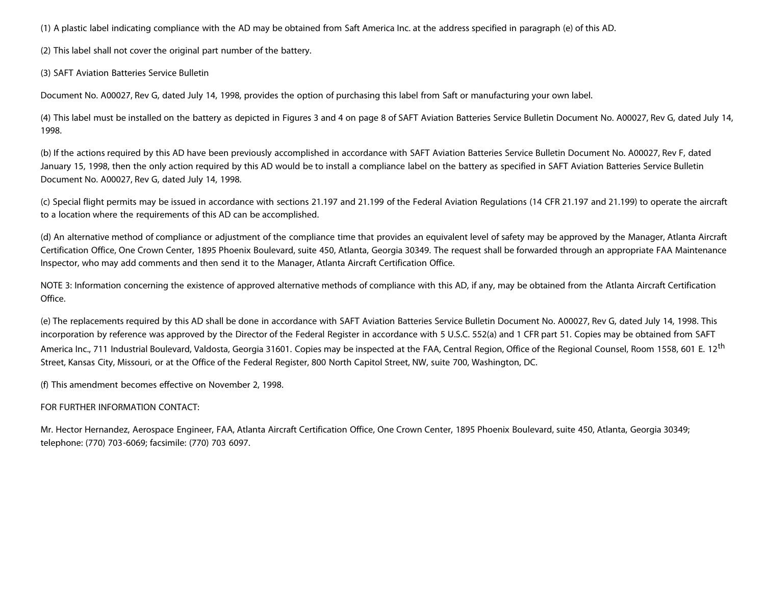(1) A plastic label indicating compliance with the AD may be obtained from Saft America Inc. at the address specified in paragraph (e) of this AD.

(2) This label shall not cover the original part number of the battery.

(3) SAFT Aviation Batteries Service Bulletin

Document No. A00027, Rev G, dated July 14, 1998, provides the option of purchasing this label from Saft or manufacturing your own label.

(4) This label must be installed on the battery as depicted in Figures 3 and 4 on page 8 of SAFT Aviation Batteries Service Bulletin Document No. A00027, Rev G, dated July 14, 1998.

(b) If the actions required by this AD have been previously accomplished in accordance with SAFT Aviation Batteries Service Bulletin Document No. A00027, Rev F, dated January 15, 1998, then the only action required by this AD would be to install a compliance label on the battery as specified in SAFT Aviation Batteries Service Bulletin Document No. A00027, Rev G, dated July 14, 1998.

(c) Special flight permits may be issued in accordance with sections 21.197 and 21.199 of the Federal Aviation Regulations (14 CFR 21.197 and 21.199) to operate the aircraft to a location where the requirements of this AD can be accomplished.

(d) An alternative method of compliance or adjustment of the compliance time that provides an equivalent level of safety may be approved by the Manager, Atlanta Aircraft Certification Office, One Crown Center, 1895 Phoenix Boulevard, suite 450, Atlanta, Georgia 30349. The request shall be forwarded through an appropriate FAA Maintenance Inspector, who may add comments and then send it to the Manager, Atlanta Aircraft Certification Office.

NOTE 3: Information concerning the existence of approved alternative methods of compliance with this AD, if any, may be obtained from the Atlanta Aircraft Certification Office.

(e) The replacements required by this AD shall be done in accordance with SAFT Aviation Batteries Service Bulletin Document No. A00027, Rev G, dated July 14, 1998. This incorporation by reference was approved by the Director of the Federal Register in accordance with 5 U.S.C. 552(a) and 1 CFR part 51. Copies may be obtained from SAFT America Inc., 711 Industrial Boulevard, Valdosta, Georgia 31601. Copies may be inspected at the FAA, Central Region, Office of the Regional Counsel, Room 1558, 601 E. 12th Street, Kansas City, Missouri, or at the Office of the Federal Register, 800 North Capitol Street, NW, suite 700, Washington, DC.

(f) This amendment becomes effective on November 2, 1998.

FOR FURTHER INFORMATION CONTACT:

Mr. Hector Hernandez, Aerospace Engineer, FAA, Atlanta Aircraft Certification Office, One Crown Center, 1895 Phoenix Boulevard, suite 450, Atlanta, Georgia 30349; telephone: (770) 703-6069; facsimile: (770) 703 6097.